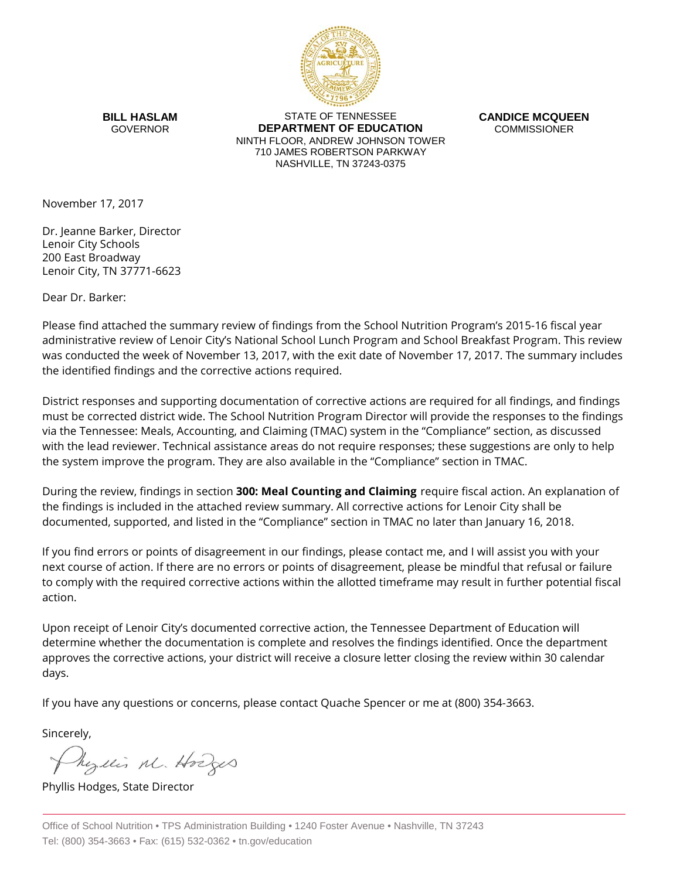**BILL HASLAM**
GOVERNOR

STATE OF TENNESSEE
**DEPARTMENT OF EDUCATION**
NINTH FLOOR, ANDREW JOHNSON TOWER
710 JAMES ROBERTSON PARKWAY
NASHVILLE, TN 37243-0375

**CANDICE MCQUEEN**
COMMISSIONER

November 17, 2017

Dr. Jeanne Barker, Director
Lenoir City Schools
200 East Broadway
Lenoir City, TN 37771-6623

Dear Dr. Barker:

Please find attached the summary review of findings from the School Nutrition Program's 2015-16 fiscal year administrative review of Lenoir City's National School Lunch Program and School Breakfast Program. This review was conducted the week of November 13, 2017, with the exit date of November 17, 2017. The summary includes the identified findings and the corrective actions required.

District responses and supporting documentation of corrective actions are required for all findings, and findings must be corrected district wide. The School Nutrition Program Director will provide the responses to the findings via the Tennessee: Meals, Accounting, and Claiming (TMAC) system in the "Compliance" section, as discussed with the lead reviewer. Technical assistance areas do not require responses; these suggestions are only to help the system improve the program. They are also available in the "Compliance" section in TMAC.

During the review, findings in section **300: Meal Counting and Claiming** require fiscal action. An explanation of the findings is included in the attached review summary. All corrective actions for Lenoir City shall be documented, supported, and listed in the "Compliance" section in TMAC no later than January 16, 2018.

If you find errors or points of disagreement in our findings, please contact me, and I will assist you with your next course of action. If there are no errors or points of disagreement, please be mindful that refusal or failure to comply with the required corrective actions within the allotted timeframe may result in further potential fiscal action.

Upon receipt of Lenoir City's documented corrective action, the Tennessee Department of Education will determine whether the documentation is complete and resolves the findings identified. Once the department approves the corrective actions, your district will receive a closure letter closing the review within 30 calendar days.

If you have any questions or concerns, please contact Quache Spencer or me at (800) 354-3663.

Sincerely,

Phyllis M. Hodges

Phyllis Hodges, State Director

Office of School Nutrition • TPS Administration Building • 1240 Foster Avenue • Nashville, TN 37243
Tel: (800) 354-3663 • Fax: (615) 532-0362 • tn.gov/education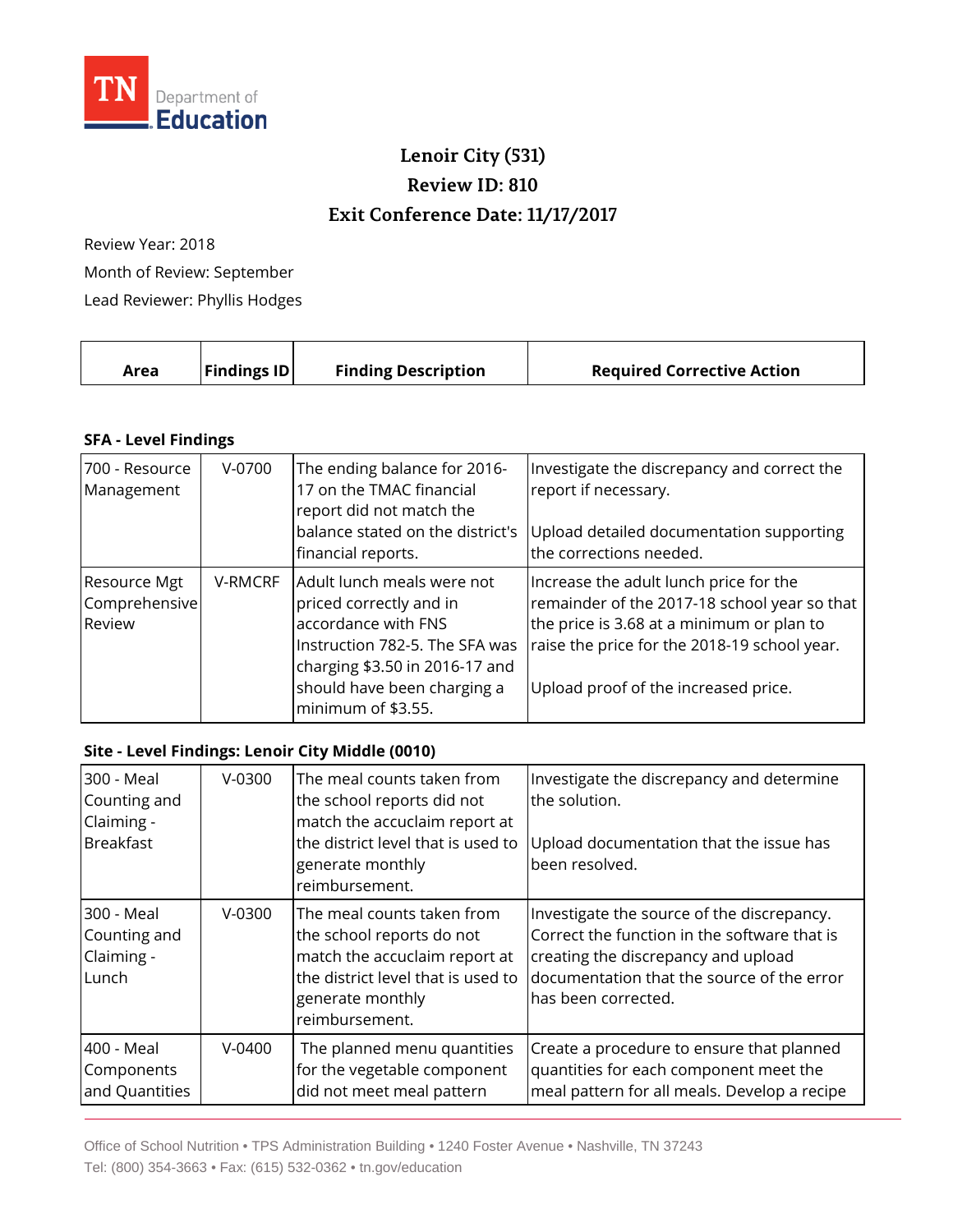TN Department of Education

# Lenoir City (531)

## Review ID: 810

## Exit Conference Date: 11/17/2017

Review Year: 2018

Month of Review: September

Lead Reviewer: Phyllis Hodges

| Area | Findings ID | Finding Description | Required Corrective Action |
|---|---|---|---|

**SFA - Level Findings**

| Area | Findings ID | Finding Description | Required Corrective Action |
|---|---|---|---|
| 700 - Resource Management | V-0700 | The ending balance for 2016-17 on the TMAC financial report did not match the balance stated on the district's financial reports. | Investigate the discrepancy and correct the report if necessary.<br><br>Upload detailed documentation supporting the corrections needed. |
| Resource Mgt Comprehensive Review | V-RMCRF | Adult lunch meals were not priced correctly and in accordance with FNS Instruction 782-5. The SFA was charging $3.50 in 2016-17 and should have been charging a minimum of $3.55. | Increase the adult lunch price for the remainder of the 2017-18 school year so that the price is 3.68 at a minimum or plan to raise the price for the 2018-19 school year.<br><br>Upload proof of the increased price. |

**Site - Level Findings: Lenoir City Middle (0010)**

| Area | Findings ID | Finding Description | Required Corrective Action |
|---|---|---|---|
| 300 - Meal Counting and Claiming - Breakfast | V-0300 | The meal counts taken from the school reports did not match the acculaim report at the district level that is used to generate monthly reimbursement. | Investigate the discrepancy and determine the solution.<br><br>Upload documentation that the issue has been resolved. |
| 300 - Meal Counting and Claiming - Lunch | V-0300 | The meal counts taken from the school reports do not match the acculaim report at the district level that is used to generate monthly reimbursement. | Investigate the source of the discrepancy. Correct the function in the software that is creating the discrepancy and upload documentation that the source of the error has been corrected. |
| 400 - Meal Components and Quantities | V-0400 | The planned menu quantities for the vegetable component did not meet meal pattern | Create a procedure to ensure that planned quantities for each component meet the meal pattern for all meals. Develop a recipe |

Office of School Nutrition • TPS Administration Building • 1240 Foster Avenue • Nashville, TN 37243
Tel: (800) 354-3663 • Fax: (615) 532-0362 • tn.gov/education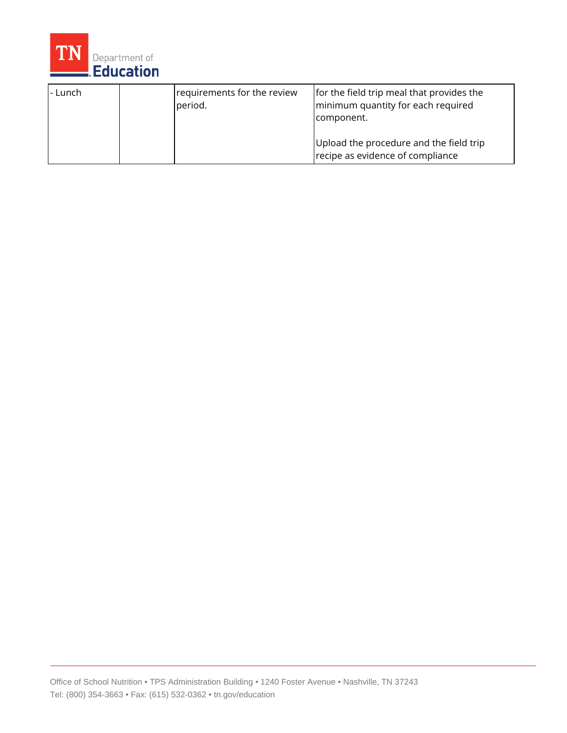| | | | |
|---|---|---|---|
| - Lunch | | requirements for the review period. | for the field trip meal that provides the minimum quantity for each required component.<br><br>Upload the procedure and the field trip recipe as evidence of compliance |